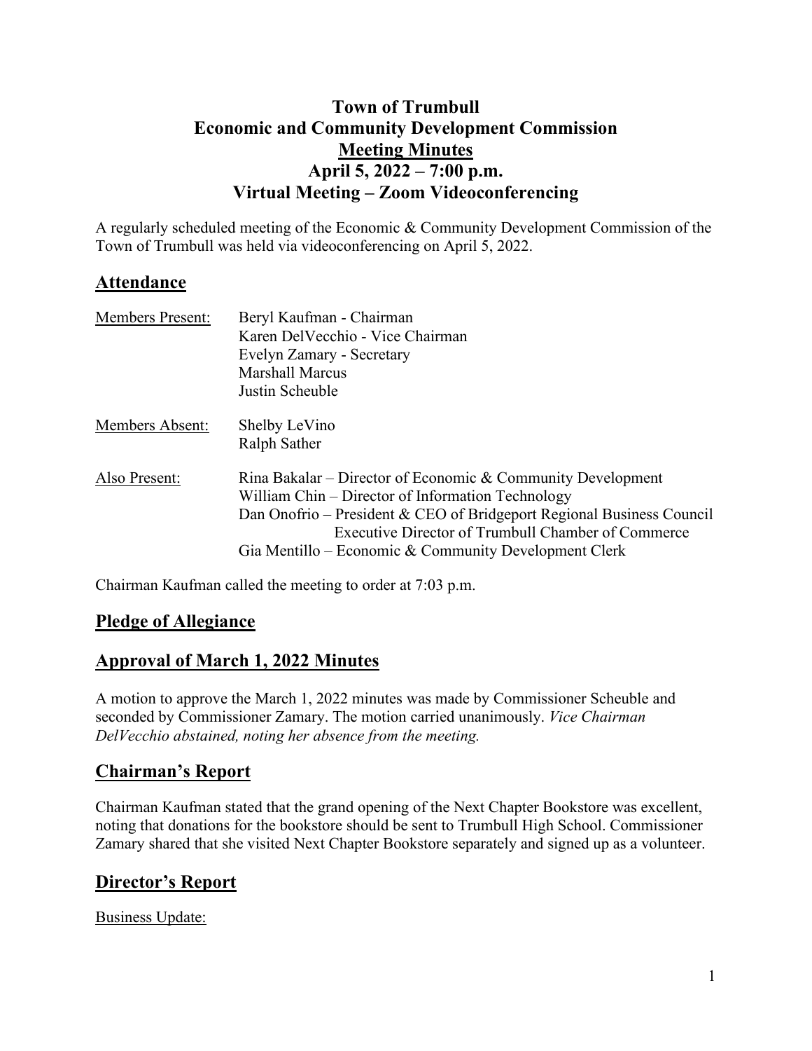# Town of Trumbull
# Economic and Community Development Commission
# Meeting Minutes
# April 5, 2022 – 7:00 p.m.
# Virtual Meeting – Zoom Videoconferencing

A regularly scheduled meeting of the Economic & Community Development Commission of the Town of Trumbull was held via videoconferencing on April 5, 2022.

## Attendance

| | |
|---|---|
| Members Present: | Beryl Kaufman - Chairman<br>Karen DelVecchio - Vice Chairman<br>Evelyn Zamary - Secretary<br>Marshall Marcus<br>Justin Scheuble |
| Members Absent: | Shelby LeVino<br>Ralph Sather |
| Also Present: | Rina Bakalar – Director of Economic & Community Development<br>William Chin – Director of Information Technology<br>Dan Onofrio – President & CEO of Bridgeport Regional Business Council<br>Executive Director of Trumbull Chamber of Commerce<br>Gia Mentillo – Economic & Community Development Clerk |

Chairman Kaufman called the meeting to order at 7:03 p.m.

## Pledge of Allegiance

## Approval of March 1, 2022 Minutes

A motion to approve the March 1, 2022 minutes was made by Commissioner Scheuble and seconded by Commissioner Zamary. The motion carried unanimously. *Vice Chairman DelVecchio abstained, noting her absence from the meeting.*

## Chairman's Report

Chairman Kaufman stated that the grand opening of the Next Chapter Bookstore was excellent, noting that donations for the bookstore should be sent to Trumbull High School. Commissioner Zamary shared that she visited Next Chapter Bookstore separately and signed up as a volunteer.

## Director's Report

Business Update: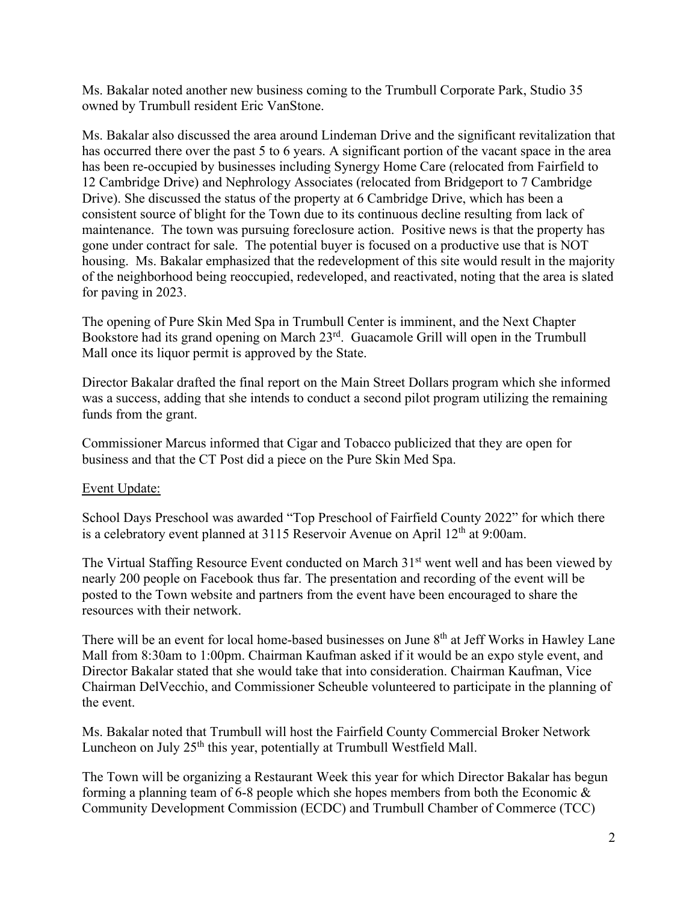Ms. Bakalar noted another new business coming to the Trumbull Corporate Park, Studio 35 owned by Trumbull resident Eric VanStone.

Ms. Bakalar also discussed the area around Lindeman Drive and the significant revitalization that has occurred there over the past 5 to 6 years. A significant portion of the vacant space in the area has been re-occupied by businesses including Synergy Home Care (relocated from Fairfield to 12 Cambridge Drive) and Nephrology Associates (relocated from Bridgeport to 7 Cambridge Drive). She discussed the status of the property at 6 Cambridge Drive, which has been a consistent source of blight for the Town due to its continuous decline resulting from lack of maintenance. The town was pursuing foreclosure action. Positive news is that the property has gone under contract for sale. The potential buyer is focused on a productive use that is NOT housing. Ms. Bakalar emphasized that the redevelopment of this site would result in the majority of the neighborhood being reoccupied, redeveloped, and reactivated, noting that the area is slated for paving in 2023.

The opening of Pure Skin Med Spa in Trumbull Center is imminent, and the Next Chapter Bookstore had its grand opening on March 23rd. Guacamole Grill will open in the Trumbull Mall once its liquor permit is approved by the State.

Director Bakalar drafted the final report on the Main Street Dollars program which she informed was a success, adding that she intends to conduct a second pilot program utilizing the remaining funds from the grant.

Commissioner Marcus informed that Cigar and Tobacco publicized that they are open for business and that the CT Post did a piece on the Pure Skin Med Spa.

Event Update:

School Days Preschool was awarded "Top Preschool of Fairfield County 2022" for which there is a celebratory event planned at 3115 Reservoir Avenue on April 12th at 9:00am.

The Virtual Staffing Resource Event conducted on March 31st went well and has been viewed by nearly 200 people on Facebook thus far. The presentation and recording of the event will be posted to the Town website and partners from the event have been encouraged to share the resources with their network.

There will be an event for local home-based businesses on June 8th at Jeff Works in Hawley Lane Mall from 8:30am to 1:00pm. Chairman Kaufman asked if it would be an expo style event, and Director Bakalar stated that she would take that into consideration. Chairman Kaufman, Vice Chairman DelVecchio, and Commissioner Scheuble volunteered to participate in the planning of the event.

Ms. Bakalar noted that Trumbull will host the Fairfield County Commercial Broker Network Luncheon on July 25th this year, potentially at Trumbull Westfield Mall.

The Town will be organizing a Restaurant Week this year for which Director Bakalar has begun forming a planning team of 6-8 people which she hopes members from both the Economic & Community Development Commission (ECDC) and Trumbull Chamber of Commerce (TCC)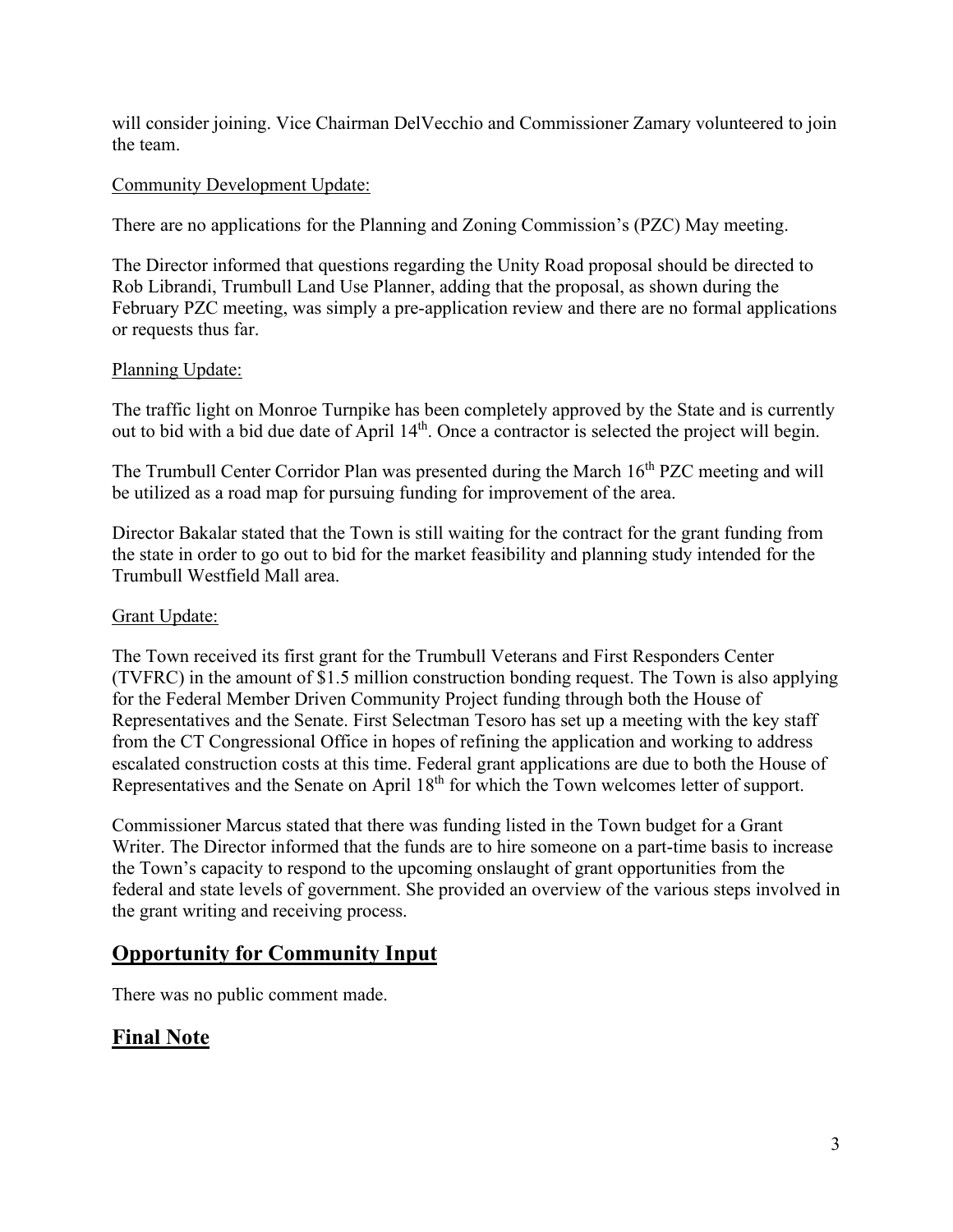will consider joining. Vice Chairman DelVecchio and Commissioner Zamary volunteered to join the team.

Community Development Update:

There are no applications for the Planning and Zoning Commission's (PZC) May meeting.

The Director informed that questions regarding the Unity Road proposal should be directed to Rob Librandi, Trumbull Land Use Planner, adding that the proposal, as shown during the February PZC meeting, was simply a pre-application review and there are no formal applications or requests thus far.

Planning Update:

The traffic light on Monroe Turnpike has been completely approved by the State and is currently out to bid with a bid due date of April 14th. Once a contractor is selected the project will begin.

The Trumbull Center Corridor Plan was presented during the March 16th PZC meeting and will be utilized as a road map for pursuing funding for improvement of the area.

Director Bakalar stated that the Town is still waiting for the contract for the grant funding from the state in order to go out to bid for the market feasibility and planning study intended for the Trumbull Westfield Mall area.

Grant Update:

The Town received its first grant for the Trumbull Veterans and First Responders Center (TVFRC) in the amount of $1.5 million construction bonding request. The Town is also applying for the Federal Member Driven Community Project funding through both the House of Representatives and the Senate. First Selectman Tesoro has set up a meeting with the key staff from the CT Congressional Office in hopes of refining the application and working to address escalated construction costs at this time. Federal grant applications are due to both the House of Representatives and the Senate on April 18th for which the Town welcomes letter of support.

Commissioner Marcus stated that there was funding listed in the Town budget for a Grant Writer. The Director informed that the funds are to hire someone on a part-time basis to increase the Town's capacity to respond to the upcoming onslaught of grant opportunities from the federal and state levels of government. She provided an overview of the various steps involved in the grant writing and receiving process.

## Opportunity for Community Input

There was no public comment made.

## Final Note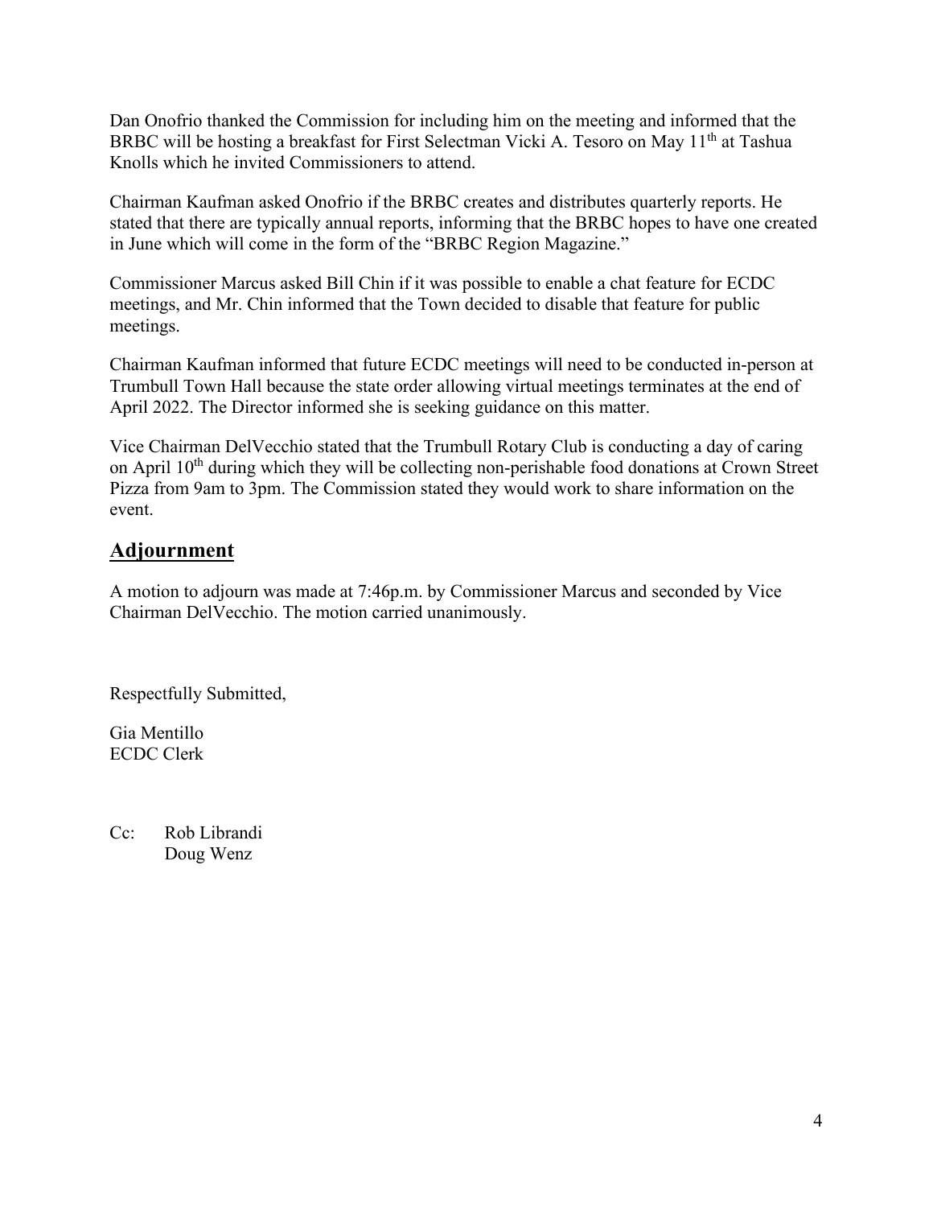Dan Onofrio thanked the Commission for including him on the meeting and informed that the BRBC will be hosting a breakfast for First Selectman Vicki A. Tesoro on May 11th at Tashua Knolls which he invited Commissioners to attend.

Chairman Kaufman asked Onofrio if the BRBC creates and distributes quarterly reports. He stated that there are typically annual reports, informing that the BRBC hopes to have one created in June which will come in the form of the "BRBC Region Magazine."

Commissioner Marcus asked Bill Chin if it was possible to enable a chat feature for ECDC meetings, and Mr. Chin informed that the Town decided to disable that feature for public meetings.

Chairman Kaufman informed that future ECDC meetings will need to be conducted in-person at Trumbull Town Hall because the state order allowing virtual meetings terminates at the end of April 2022. The Director informed she is seeking guidance on this matter.

Vice Chairman DelVecchio stated that the Trumbull Rotary Club is conducting a day of caring on April 10th during which they will be collecting non-perishable food donations at Crown Street Pizza from 9am to 3pm. The Commission stated they would work to share information on the event.

## Adjournment

A motion to adjourn was made at 7:46p.m. by Commissioner Marcus and seconded by Vice Chairman DelVecchio. The motion carried unanimously.

Respectfully Submitted,

Gia Mentillo
ECDC Clerk

Cc: Rob Librandi
Doug Wenz